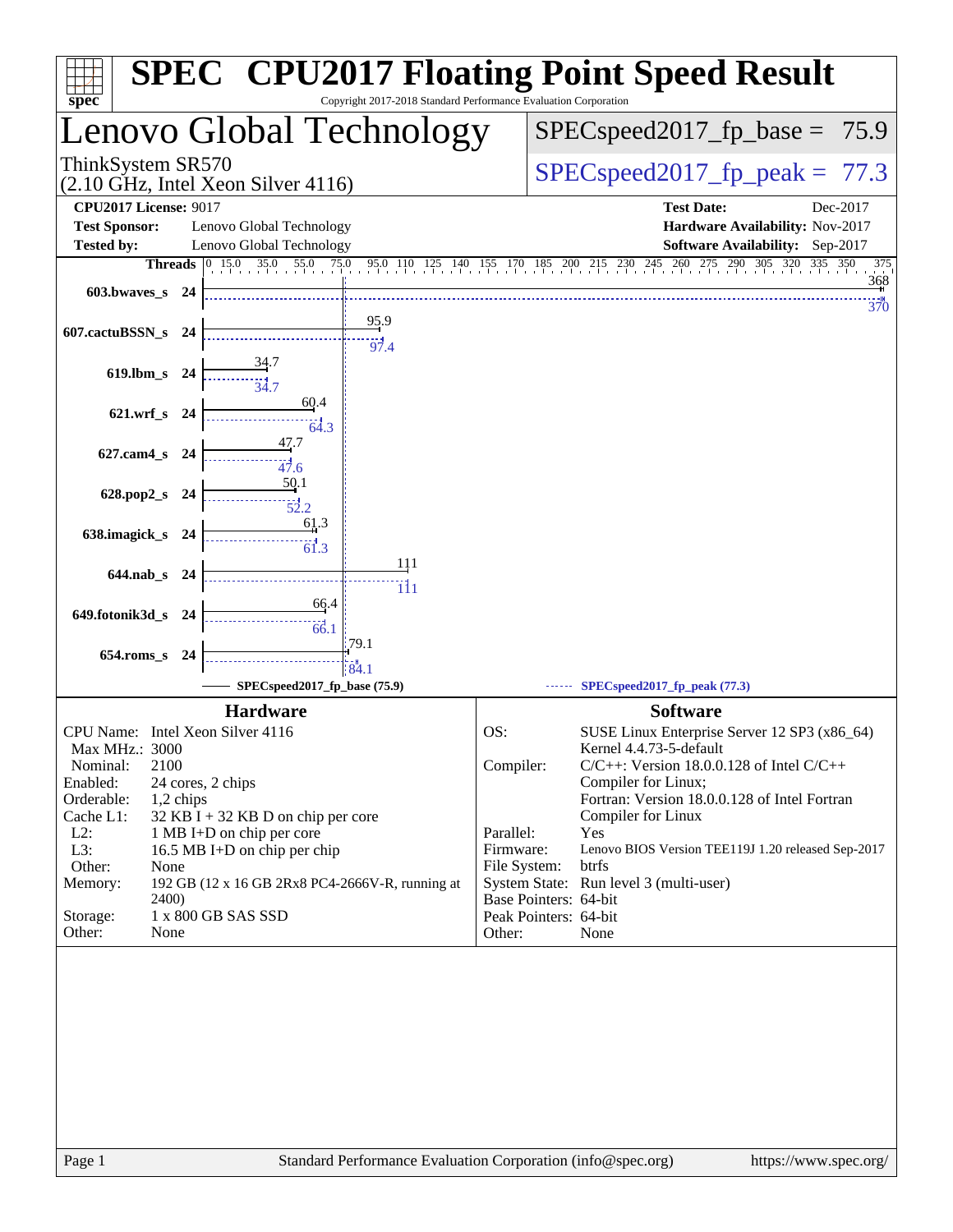# SPEC CPU2017 Floating Point Speed Result

Copyright 2017-2018 Standard Performance Evaluation Corporation

## Lenovo Global Technology

ThinkSystem SR570
(2.10 GHz, Intel Xeon Silver 4116)

SPECspeed2017_fp_base = 75.9

SPECspeed2017_fp_peak = 77.3

**CPU2017 License:** 9017
**Test Sponsor:** Lenovo Global Technology
**Tested by:** Lenovo Global Technology

**Test Date:** Dec-2017
**Hardware Availability:** Nov-2017
**Software Availability:** Sep-2017

| Benchmark | Threads | Base | Peak |
|---|---|---|---|
| 603.bwaves_s | 24 | 368 | 370 |
| 607.cactuBSSN_s | 24 | 95.9 | 97.4 |
| 619.lbm_s | 24 | 34.7 | 34.7 |
| 621.wrf_s | 24 | 60.4 | 64.3 |
| 627.cam4_s | 24 | 47.7 | 47.6 |
| 628.pop2_s | 24 | 50.1 | 52.2 |
| 638.imagick_s | 24 | 61.3 | 61.3 |
| 644.nab_s | 24 | 111 | 111 |
| 649.fotonik3d_s | 24 | 66.4 | 66.1 |
| 654.roms_s | 24 | 79.1 | 84.1 |

SPECspeed2017_fp_base (75.9) — SPECspeed2017_fp_peak (77.3)

## Hardware

- **CPU Name:** Intel Xeon Silver 4116
- **Max MHz.:** 3000
- **Nominal:** 2100
- **Enabled:** 24 cores, 2 chips
- **Orderable:** 1,2 chips
- **Cache L1:** 32 KB I + 32 KB D on chip per core
- **L2:** 1 MB I+D on chip per core
- **L3:** 16.5 MB I+D on chip per chip
- **Other:** None
- **Memory:** 192 GB (12 x 16 GB 2Rx8 PC4-2666V-R, running at 2400)
- **Storage:** 1 x 800 GB SAS SSD
- **Other:** None

## Software

- **OS:** SUSE Linux Enterprise Server 12 SP3 (x86_64) Kernel 4.4.73-5-default
- **Compiler:** C/C++: Version 18.0.0.128 of Intel C/C++ Compiler for Linux; Fortran: Version 18.0.0.128 of Intel Fortran Compiler for Linux
- **Parallel:** Yes
- **Firmware:** Lenovo BIOS Version TEE119J 1.20 released Sep-2017
- **File System:** btrfs
- **System State:** Run level 3 (multi-user)
- **Base Pointers:** 64-bit
- **Peak Pointers:** 64-bit
- **Other:** None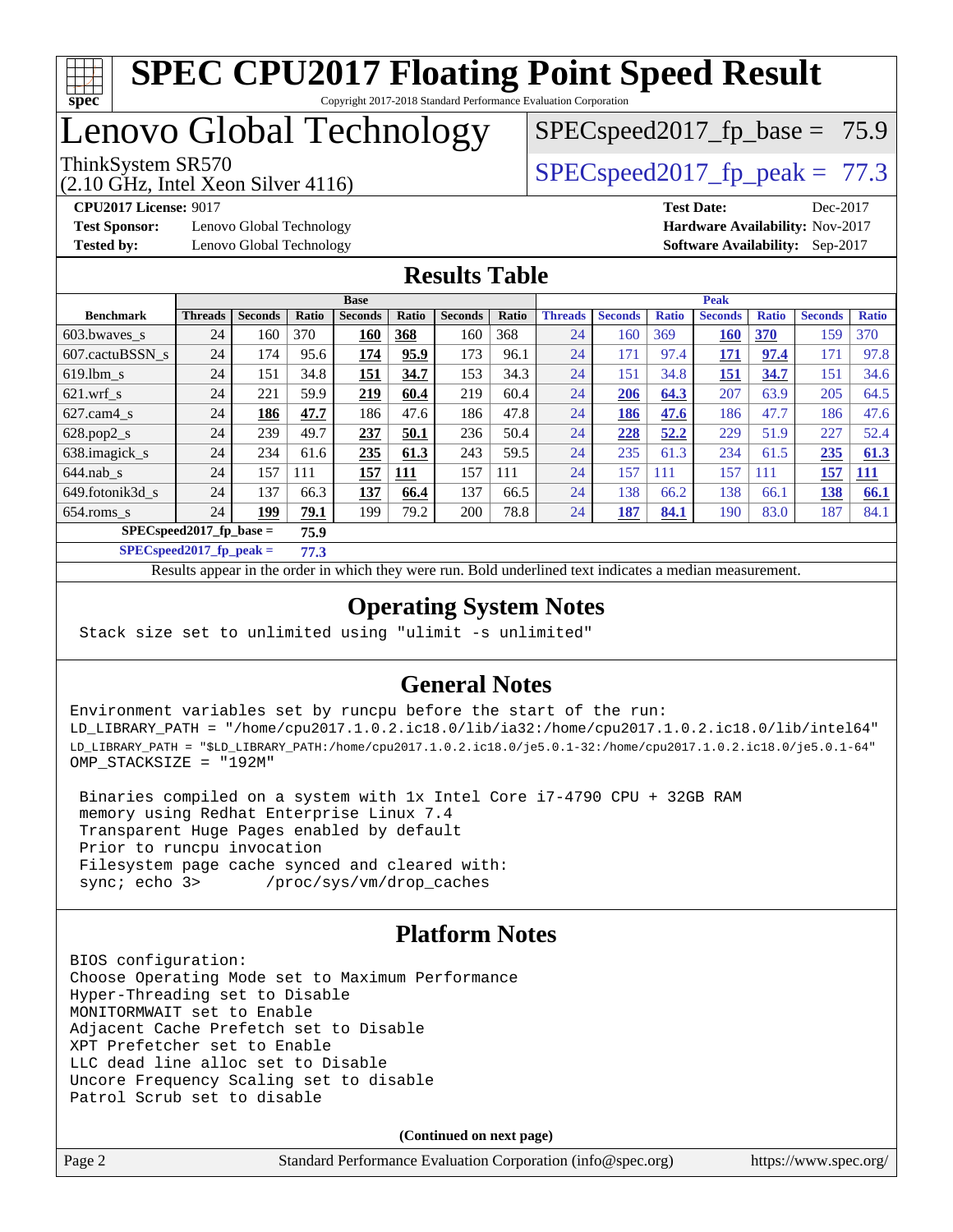# SPEC CPU2017 Floating Point Speed Result

Copyright 2017-2018 Standard Performance Evaluation Corporation

# Lenovo Global Technology

ThinkSystem SR570
(2.10 GHz, Intel Xeon Silver 4116)

SPECspeed2017_fp_base = 75.9

SPECspeed2017_fp_peak = 77.3

**CPU2017 License:** 9017
**Test Sponsor:** Lenovo Global Technology
**Tested by:** Lenovo Global Technology

**Test Date:** Dec-2017
**Hardware Availability:** Nov-2017
**Software Availability:** Sep-2017

## Results Table

| Benchmark | Base | | | | | | | Peak | | | | | | |
|---|---|---|---|---|---|---|---|---|---|---|---|---|---|---|
| | Threads | Seconds | Ratio | Seconds | Ratio | Seconds | Ratio | Threads | Seconds | Ratio | Seconds | Ratio | Seconds | Ratio |
| 603.bwaves_s | 24 | 160 | 370 | **160** | **368** | 160 | 368 | 24 | 160 | 369 | **160** | **370** | 159 | 370 |
| 607.cactuBSSN_s | 24 | 174 | 95.6 | **174** | **95.9** | 173 | 96.1 | 24 | 171 | 97.4 | **171** | **97.4** | 171 | 97.8 |
| 619.lbm_s | 24 | 151 | 34.8 | **151** | **34.7** | 153 | 34.3 | 24 | 151 | 34.8 | **151** | **34.7** | 151 | 34.6 |
| 621.wrf_s | 24 | 221 | 59.9 | **219** | **60.4** | 219 | 60.4 | 24 | **206** | **64.3** | 207 | 63.9 | 205 | 64.5 |
| 627.cam4_s | 24 | **186** | **47.7** | 186 | 47.6 | 186 | 47.8 | 24 | **186** | **47.6** | 186 | 47.7 | 186 | 47.6 |
| 628.pop2_s | 24 | 239 | 49.7 | **237** | **50.1** | 236 | 50.4 | 24 | **228** | **52.2** | 229 | 51.9 | 227 | 52.4 |
| 638.imagick_s | 24 | 234 | 61.6 | **235** | **61.3** | 243 | 59.5 | 24 | 235 | 61.3 | 234 | 61.5 | **235** | **61.3** |
| 644.nab_s | 24 | 157 | 111 | **157** | **111** | 157 | 111 | 24 | 157 | 111 | 157 | 111 | **157** | **111** |
| 649.fotonik3d_s | 24 | 137 | 66.3 | **137** | **66.4** | 137 | 66.5 | 24 | 138 | 66.2 | 138 | 66.1 | **138** | **66.1** |
| 654.roms_s | 24 | **199** | **79.1** | 199 | 79.2 | 200 | 78.8 | 24 | **187** | **84.1** | 190 | 83.0 | 187 | 84.1 |

**SPECspeed2017_fp_base = 75.9**

**SPECspeed2017_fp_peak = 77.3**

Results appear in the order in which they were run. Bold underlined text indicates a median measurement.

## Operating System Notes

```
Stack size set to unlimited using "ulimit -s unlimited"
```

## General Notes

```
Environment variables set by runcpu before the start of the run:
LD_LIBRARY_PATH = "/home/cpu2017.1.0.2.ic18.0/lib/ia32:/home/cpu2017.1.0.2.ic18.0/lib/intel64"
LD_LIBRARY_PATH = "$LD_LIBRARY_PATH:/home/cpu2017.1.0.2.ic18.0/je5.0.1-32:/home/cpu2017.1.0.2.ic18.0/je5.0.1-64"
OMP_STACKSIZE = "192M"

 Binaries compiled on a system with 1x Intel Core i7-4790 CPU + 32GB RAM
 memory using Redhat Enterprise Linux 7.4
 Transparent Huge Pages enabled by default
 Prior to runcpu invocation
 Filesystem page cache synced and cleared with:
 sync; echo 3>       /proc/sys/vm/drop_caches
```

## Platform Notes

```
BIOS configuration:
Choose Operating Mode set to Maximum Performance
Hyper-Threading set to Disable
MONITORMWAIT set to Enable
Adjacent Cache Prefetch set to Disable
XPT Prefetcher set to Enable
LLC dead line alloc set to Disable
Uncore Frequency Scaling set to disable
Patrol Scrub set to disable
```

**(Continued on next page)**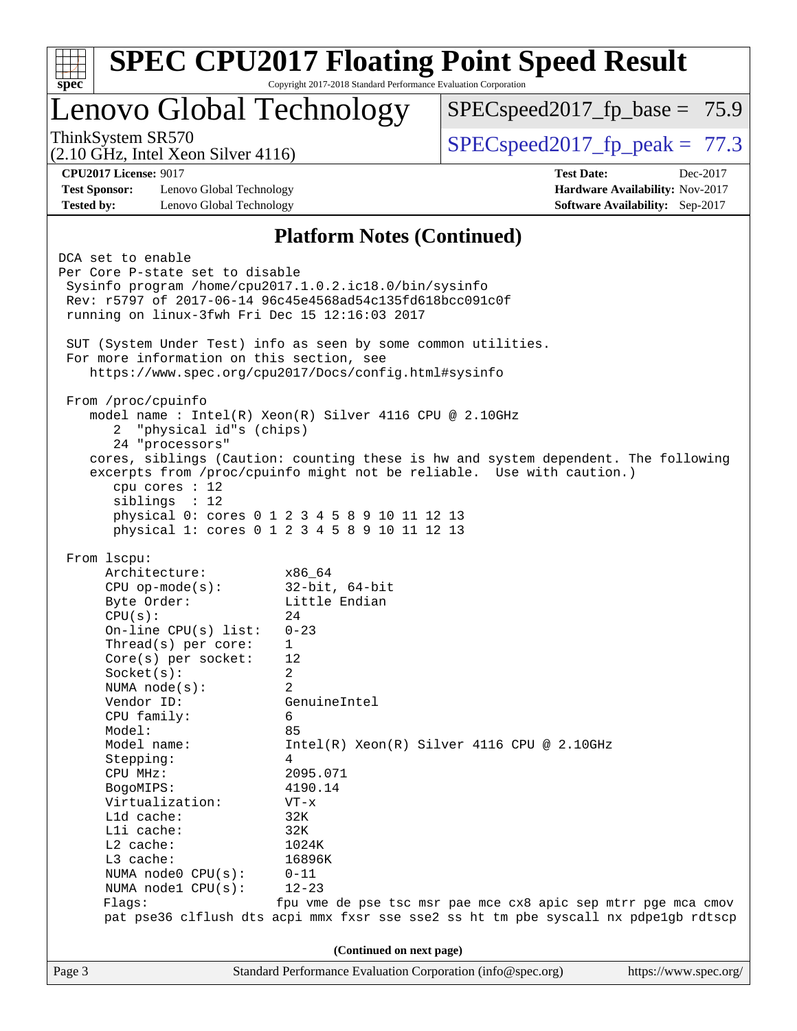## Platform Notes (Continued)

```
DCA set to enable
Per Core P-state set to disable
 Sysinfo program /home/cpu2017.1.0.2.ic18.0/bin/sysinfo
 Rev: r5797 of 2017-06-14 96c45e4568ad54c135fd618bcc091c0f
 running on linux-3fwh Fri Dec 15 12:16:03 2017

 SUT (System Under Test) info as seen by some common utilities.
 For more information on this section, see
    https://www.spec.org/cpu2017/Docs/config.html#sysinfo

 From /proc/cpuinfo
    model name : Intel(R) Xeon(R) Silver 4116 CPU @ 2.10GHz
       2  "physical id"s (chips)
       24 "processors"
    cores, siblings (Caution: counting these is hw and system dependent. The following
    excerpts from /proc/cpuinfo might not be reliable.  Use with caution.)
       cpu cores : 12
       siblings  : 12
       physical 0: cores 0 1 2 3 4 5 8 9 10 11 12 13
       physical 1: cores 0 1 2 3 4 5 8 9 10 11 12 13

 From lscpu:
      Architecture:          x86_64
      CPU op-mode(s):        32-bit, 64-bit
      Byte Order:            Little Endian
      CPU(s):                24
      On-line CPU(s) list:   0-23
      Thread(s) per core:    1
      Core(s) per socket:    12
      Socket(s):             2
      NUMA node(s):          2
      Vendor ID:             GenuineIntel
      CPU family:            6
      Model:                 85
      Model name:            Intel(R) Xeon(R) Silver 4116 CPU @ 2.10GHz
      Stepping:              4
      CPU MHz:               2095.071
      BogoMIPS:              4190.14
      Virtualization:        VT-x
      L1d cache:             32K
      L1i cache:             32K
      L2 cache:              1024K
      L3 cache:              16896K
      NUMA node0 CPU(s):     0-11
      NUMA node1 CPU(s):     12-23
      Flags:                 fpu vme de pse tsc msr pae mce cx8 apic sep mtrr pge mca cmov
      pat pse36 clflush dts acpi mmx fxsr sse sse2 ss ht tm pbe syscall nx pdpe1gb rdtscp
```

(Continued on next page)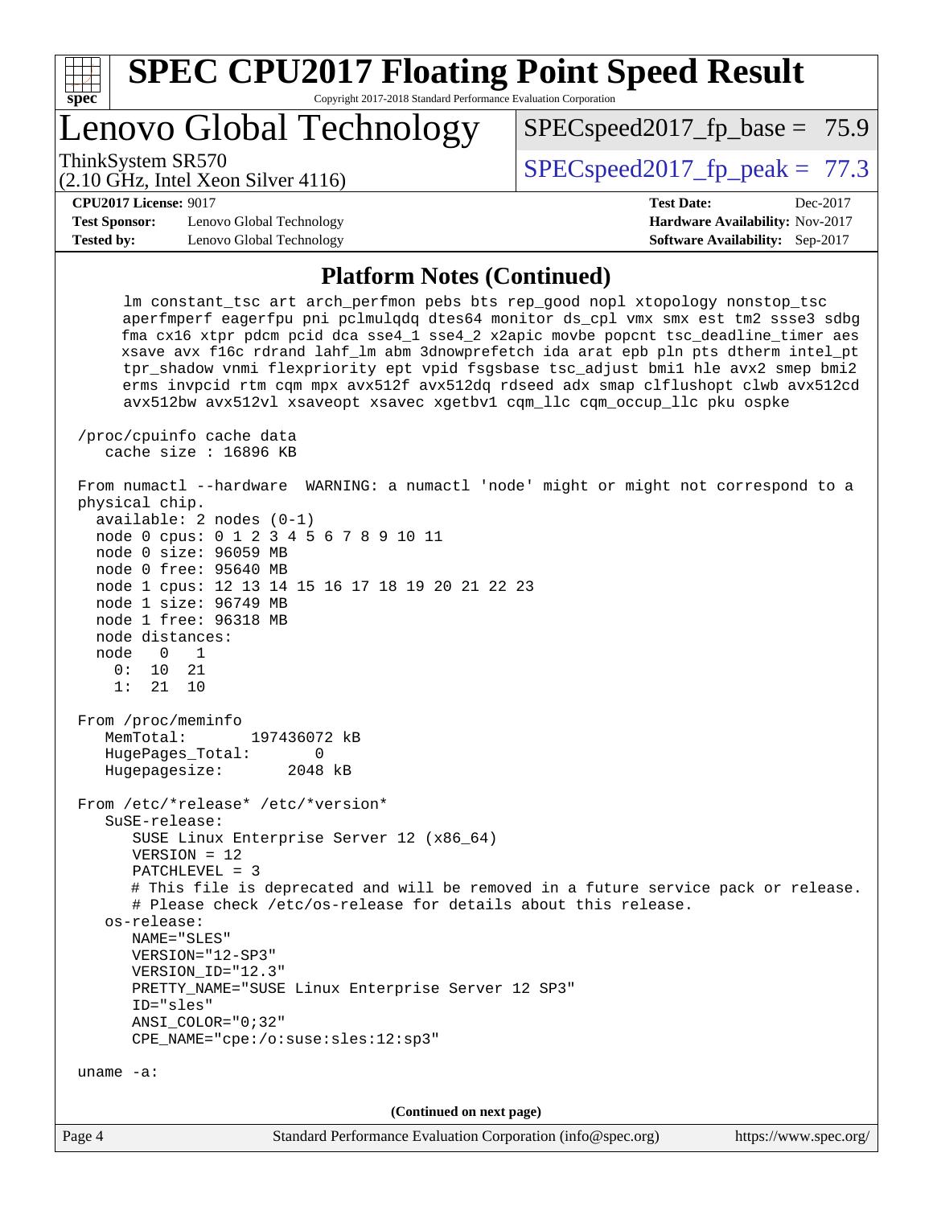## Platform Notes (Continued)

```
      lm constant_tsc art arch_perfmon pebs bts rep_good nopl xtopology nonstop_tsc
      aperfmperf eagerfpu pni pclmulqdq dtes64 monitor ds_cpl vmx smx est tm2 ssse3 sdbg
      fma cx16 xtpr pdcm pcid dca sse4_1 sse4_2 x2apic movbe popcnt tsc_deadline_timer aes
      xsave avx f16c rdrand lahf_lm abm 3dnowprefetch ida arat epb pln pts dtherm intel_pt
      tpr_shadow vnmi flexpriority ept vpid fsgsbase tsc_adjust bmi1 hle avx2 smep bmi2
      erms invpcid rtm cqm mpx avx512f avx512dq rdseed adx smap clflushopt clwb avx512cd
      avx512bw avx512vl xsaveopt xsavec xgetbv1 cqm_llc cqm_occup_llc pku ospke

 /proc/cpuinfo cache data
    cache size : 16896 KB

 From numactl --hardware  WARNING: a numactl 'node' might or might not correspond to a
 physical chip.
   available: 2 nodes (0-1)
   node 0 cpus: 0 1 2 3 4 5 6 7 8 9 10 11
   node 0 size: 96059 MB
   node 0 free: 95640 MB
   node 1 cpus: 12 13 14 15 16 17 18 19 20 21 22 23
   node 1 size: 96749 MB
   node 1 free: 96318 MB
   node distances:
   node   0   1
     0:  10  21
     1:  21  10

 From /proc/meminfo
    MemTotal:       197436072 kB
    HugePages_Total:       0
    Hugepagesize:       2048 kB

 From /etc/*release* /etc/*version*
    SuSE-release:
       SUSE Linux Enterprise Server 12 (x86_64)
       VERSION = 12
       PATCHLEVEL = 3
       # This file is deprecated and will be removed in a future service pack or release.
       # Please check /etc/os-release for details about this release.
    os-release:
       NAME="SLES"
       VERSION="12-SP3"
       VERSION_ID="12.3"
       PRETTY_NAME="SUSE Linux Enterprise Server 12 SP3"
       ID="sles"
       ANSI_COLOR="0;32"
       CPE_NAME="cpe:/o:suse:sles:12:sp3"

 uname -a:
```

**(Continued on next page)**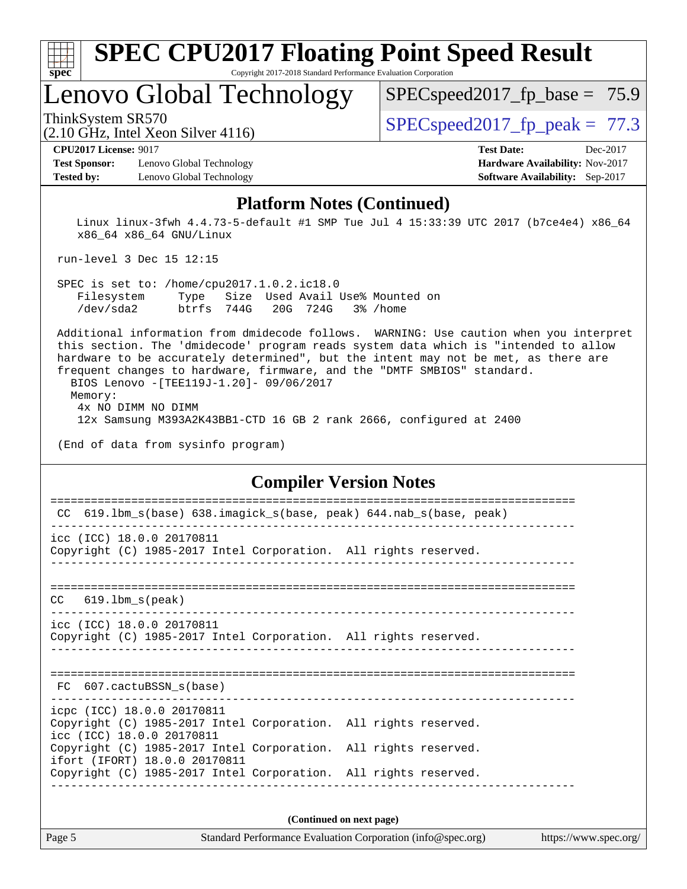## Platform Notes (Continued)

```
    Linux linux-3fwh 4.4.73-5-default #1 SMP Tue Jul 4 15:33:39 UTC 2017 (b7ce4e4) x86_64
    x86_64 x86_64 GNU/Linux

 run-level 3 Dec 15 12:15

 SPEC is set to: /home/cpu2017.1.0.2.ic18.0
    Filesystem     Type   Size  Used Avail Use% Mounted on
    /dev/sda2      btrfs  744G   20G  724G   3% /home

 Additional information from dmidecode follows.  WARNING: Use caution when you interpret
 this section. The 'dmidecode' program reads system data which is "intended to allow
 hardware to be accurately determined", but the intent may not be met, as there are
 frequent changes to hardware, firmware, and the "DMTF SMBIOS" standard.
   BIOS Lenovo -[TEE119J-1.20]- 09/06/2017
   Memory:
    4x NO DIMM NO DIMM
    12x Samsung M393A2K43BB1-CTD 16 GB 2 rank 2666, configured at 2400

 (End of data from sysinfo program)
```

## Compiler Version Notes

```
==============================================================================
 CC  619.lbm_s(base) 638.imagick_s(base, peak) 644.nab_s(base, peak)
------------------------------------------------------------------------------
icc (ICC) 18.0.0 20170811
Copyright (C) 1985-2017 Intel Corporation.  All rights reserved.
------------------------------------------------------------------------------

==============================================================================
CC   619.lbm_s(peak)
------------------------------------------------------------------------------
icc (ICC) 18.0.0 20170811
Copyright (C) 1985-2017 Intel Corporation.  All rights reserved.
------------------------------------------------------------------------------

==============================================================================
 FC  607.cactuBSSN_s(base)
------------------------------------------------------------------------------
icpc (ICC) 18.0.0 20170811
Copyright (C) 1985-2017 Intel Corporation.  All rights reserved.
icc (ICC) 18.0.0 20170811
Copyright (C) 1985-2017 Intel Corporation.  All rights reserved.
ifort (IFORT) 18.0.0 20170811
Copyright (C) 1985-2017 Intel Corporation.  All rights reserved.
------------------------------------------------------------------------------
```

(Continued on next page)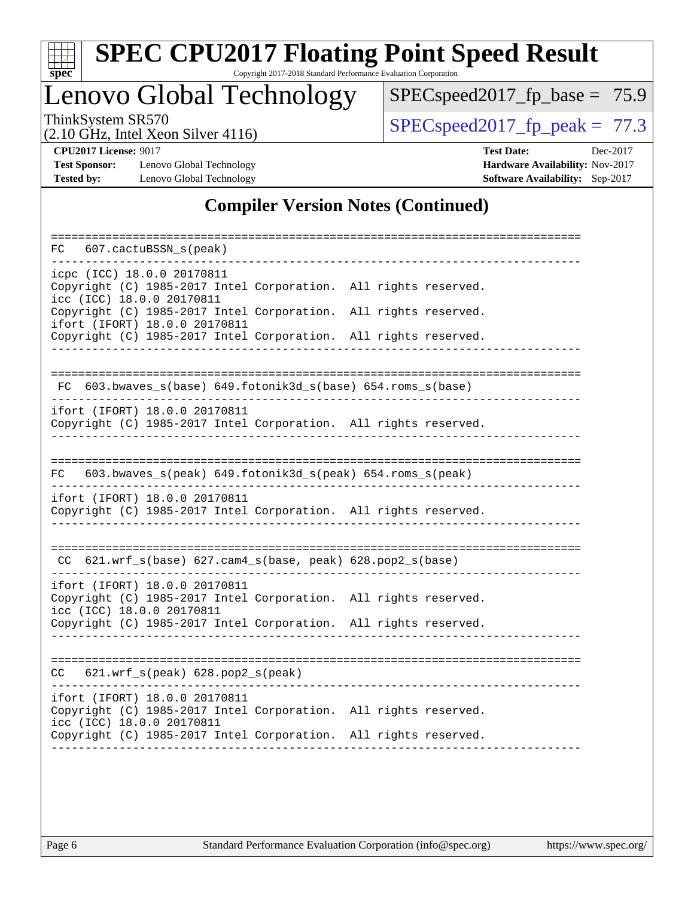# SPEC CPU2017 Floating Point Speed Result

Copyright 2017-2018 Standard Performance Evaluation Corporation

## Lenovo Global Technology

ThinkSystem SR570
(2.10 GHz, Intel Xeon Silver 4116)

SPECspeed2017_fp_base = 75.9

SPECspeed2017_fp_peak = 77.3

**CPU2017 License:** 9017
**Test Sponsor:** Lenovo Global Technology
**Tested by:** Lenovo Global Technology

**Test Date:** Dec-2017
**Hardware Availability:** Nov-2017
**Software Availability:** Sep-2017

## Compiler Version Notes (Continued)

```
==============================================================================
FC   607.cactuBSSN_s(peak)
------------------------------------------------------------------------------
icpc (ICC) 18.0.0 20170811
Copyright (C) 1985-2017 Intel Corporation.  All rights reserved.
icc (ICC) 18.0.0 20170811
Copyright (C) 1985-2017 Intel Corporation.  All rights reserved.
ifort (IFORT) 18.0.0 20170811
Copyright (C) 1985-2017 Intel Corporation.  All rights reserved.
------------------------------------------------------------------------------

==============================================================================
 FC  603.bwaves_s(base) 649.fotonik3d_s(base) 654.roms_s(base)
------------------------------------------------------------------------------
ifort (IFORT) 18.0.0 20170811
Copyright (C) 1985-2017 Intel Corporation.  All rights reserved.
------------------------------------------------------------------------------

==============================================================================
FC   603.bwaves_s(peak) 649.fotonik3d_s(peak) 654.roms_s(peak)
------------------------------------------------------------------------------
ifort (IFORT) 18.0.0 20170811
Copyright (C) 1985-2017 Intel Corporation.  All rights reserved.
------------------------------------------------------------------------------

==============================================================================
 CC  621.wrf_s(base) 627.cam4_s(base, peak) 628.pop2_s(base)
------------------------------------------------------------------------------
ifort (IFORT) 18.0.0 20170811
Copyright (C) 1985-2017 Intel Corporation.  All rights reserved.
icc (ICC) 18.0.0 20170811
Copyright (C) 1985-2017 Intel Corporation.  All rights reserved.
------------------------------------------------------------------------------

==============================================================================
CC   621.wrf_s(peak) 628.pop2_s(peak)
------------------------------------------------------------------------------
ifort (IFORT) 18.0.0 20170811
Copyright (C) 1985-2017 Intel Corporation.  All rights reserved.
icc (ICC) 18.0.0 20170811
Copyright (C) 1985-2017 Intel Corporation.  All rights reserved.
------------------------------------------------------------------------------
```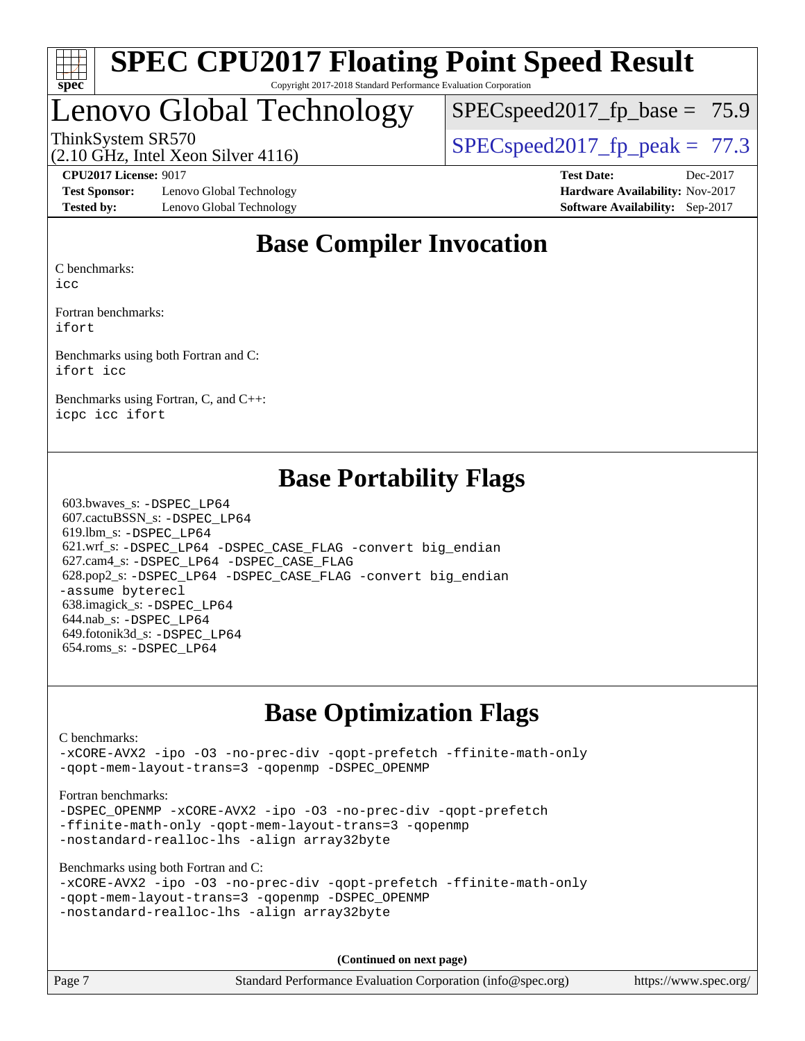# SPEC CPU2017 Floating Point Speed Result

Copyright 2017-2018 Standard Performance Evaluation Corporation

## Lenovo Global Technology

ThinkSystem SR570
(2.10 GHz, Intel Xeon Silver 4116)

SPECspeed2017_fp_base = 75.9

SPECspeed2017_fp_peak = 77.3

**CPU2017 License:** 9017
**Test Sponsor:** Lenovo Global Technology
**Tested by:** Lenovo Global Technology

**Test Date:** Dec-2017
**Hardware Availability:** Nov-2017
**Software Availability:** Sep-2017

## Base Compiler Invocation

C benchmarks:
`icc`

Fortran benchmarks:
`ifort`

Benchmarks using both Fortran and C:
`ifort icc`

Benchmarks using Fortran, C, and C++:
`icpc icc ifort`

## Base Portability Flags

603.bwaves_s: `-DSPEC_LP64`
607.cactuBSSN_s: `-DSPEC_LP64`
619.lbm_s: `-DSPEC_LP64`
621.wrf_s: `-DSPEC_LP64 -DSPEC_CASE_FLAG -convert big_endian`
627.cam4_s: `-DSPEC_LP64 -DSPEC_CASE_FLAG`
628.pop2_s: `-DSPEC_LP64 -DSPEC_CASE_FLAG -convert big_endian -assume byterecl`
638.imagick_s: `-DSPEC_LP64`
644.nab_s: `-DSPEC_LP64`
649.fotonik3d_s: `-DSPEC_LP64`
654.roms_s: `-DSPEC_LP64`

## Base Optimization Flags

C benchmarks:
`-xCORE-AVX2 -ipo -O3 -no-prec-div -qopt-prefetch -ffinite-math-only -qopt-mem-layout-trans=3 -qopenmp -DSPEC_OPENMP`

Fortran benchmarks:
`-DSPEC_OPENMP -xCORE-AVX2 -ipo -O3 -no-prec-div -qopt-prefetch -ffinite-math-only -qopt-mem-layout-trans=3 -qopenmp -nostandard-realloc-lhs -align array32byte`

Benchmarks using both Fortran and C:
`-xCORE-AVX2 -ipo -O3 -no-prec-div -qopt-prefetch -ffinite-math-only -qopt-mem-layout-trans=3 -qopenmp -DSPEC_OPENMP -nostandard-realloc-lhs -align array32byte`

**(Continued on next page)**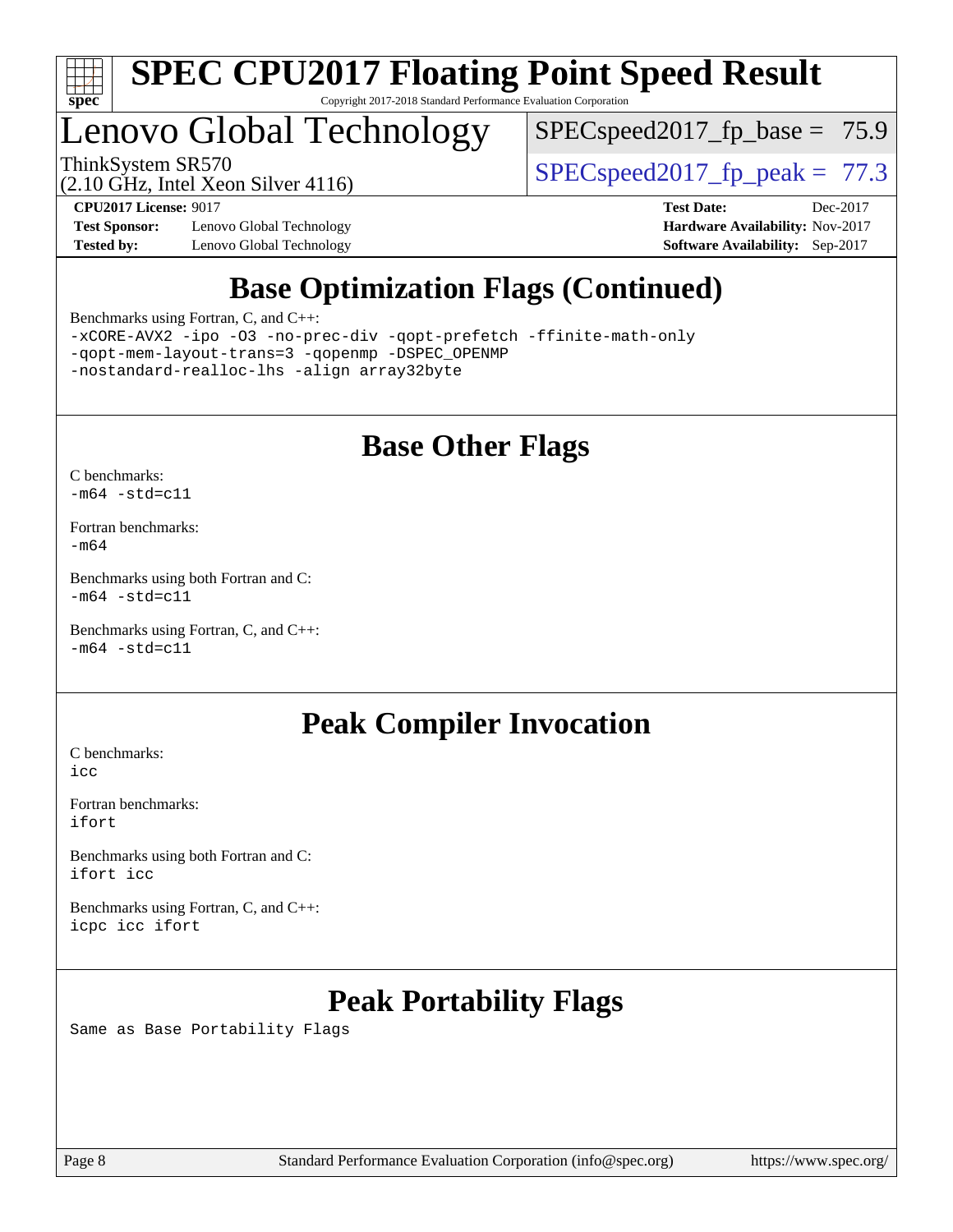## Base Optimization Flags (Continued)

Benchmarks using Fortran, C, and C++:

```
-xCORE-AVX2 -ipo -O3 -no-prec-div -qopt-prefetch -ffinite-math-only
-qopt-mem-layout-trans=3 -qopenmp -DSPEC_OPENMP
-nostandard-realloc-lhs -align array32byte
```

## Base Other Flags

C benchmarks:
`-m64 -std=c11`

Fortran benchmarks:
`-m64`

Benchmarks using both Fortran and C:
`-m64 -std=c11`

Benchmarks using Fortran, C, and C++:
`-m64 -std=c11`

## Peak Compiler Invocation

C benchmarks:
`icc`

Fortran benchmarks:
`ifort`

Benchmarks using both Fortran and C:
`ifort icc`

Benchmarks using Fortran, C, and C++:
`icpc icc ifort`

## Peak Portability Flags

Same as Base Portability Flags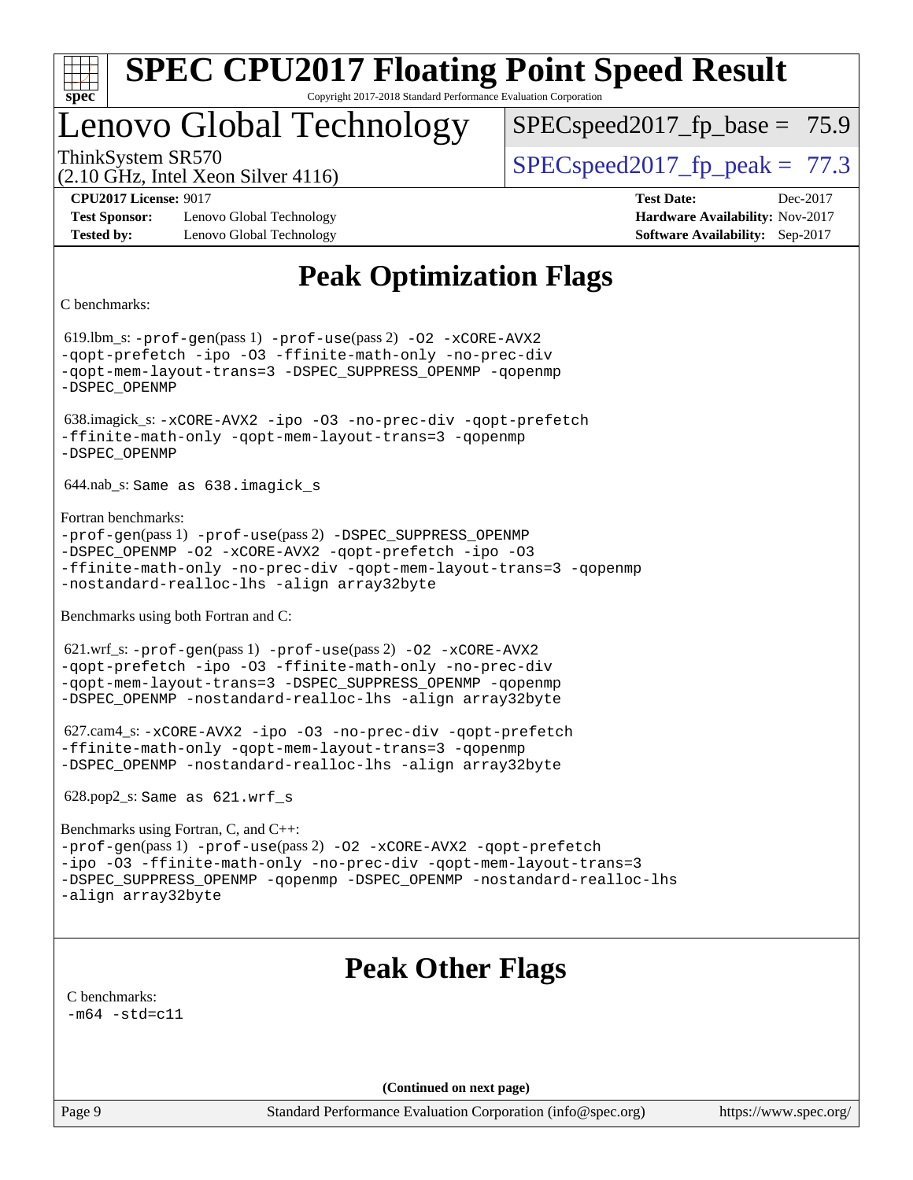# SPEC CPU2017 Floating Point Speed Result

Copyright 2017-2018 Standard Performance Evaluation Corporation

## Lenovo Global Technology

ThinkSystem SR570
(2.10 GHz, Intel Xeon Silver 4116)

SPECspeed2017_fp_base = 75.9

SPECspeed2017_fp_peak = 77.3

**CPU2017 License:** 9017
**Test Sponsor:** Lenovo Global Technology
**Tested by:** Lenovo Global Technology

**Test Date:** Dec-2017
**Hardware Availability:** Nov-2017
**Software Availability:** Sep-2017

## Peak Optimization Flags

C benchmarks:

619.lbm_s: -prof-gen(pass 1) -prof-use(pass 2) -O2 -xCORE-AVX2 -qopt-prefetch -ipo -O3 -ffinite-math-only -no-prec-div -qopt-mem-layout-trans=3 -DSPEC_SUPPRESS_OPENMP -qopenmp -DSPEC_OPENMP

638.imagick_s: -xCORE-AVX2 -ipo -O3 -no-prec-div -qopt-prefetch -ffinite-math-only -qopt-mem-layout-trans=3 -qopenmp -DSPEC_OPENMP

644.nab_s: Same as 638.imagick_s

Fortran benchmarks:

-prof-gen(pass 1) -prof-use(pass 2) -DSPEC_SUPPRESS_OPENMP -DSPEC_OPENMP -O2 -xCORE-AVX2 -qopt-prefetch -ipo -O3 -ffinite-math-only -no-prec-div -qopt-mem-layout-trans=3 -qopenmp -nostandard-realloc-lhs -align array32byte

Benchmarks using both Fortran and C:

621.wrf_s: -prof-gen(pass 1) -prof-use(pass 2) -O2 -xCORE-AVX2 -qopt-prefetch -ipo -O3 -ffinite-math-only -no-prec-div -qopt-mem-layout-trans=3 -DSPEC_SUPPRESS_OPENMP -qopenmp -DSPEC_OPENMP -nostandard-realloc-lhs -align array32byte

627.cam4_s: -xCORE-AVX2 -ipo -O3 -no-prec-div -qopt-prefetch -ffinite-math-only -qopt-mem-layout-trans=3 -qopenmp -DSPEC_OPENMP -nostandard-realloc-lhs -align array32byte

628.pop2_s: Same as 621.wrf_s

Benchmarks using Fortran, C, and C++:

-prof-gen(pass 1) -prof-use(pass 2) -O2 -xCORE-AVX2 -qopt-prefetch -ipo -O3 -ffinite-math-only -no-prec-div -qopt-mem-layout-trans=3 -DSPEC_SUPPRESS_OPENMP -qopenmp -DSPEC_OPENMP -nostandard-realloc-lhs -align array32byte

## Peak Other Flags

C benchmarks:

-m64 -std=c11

**(Continued on next page)**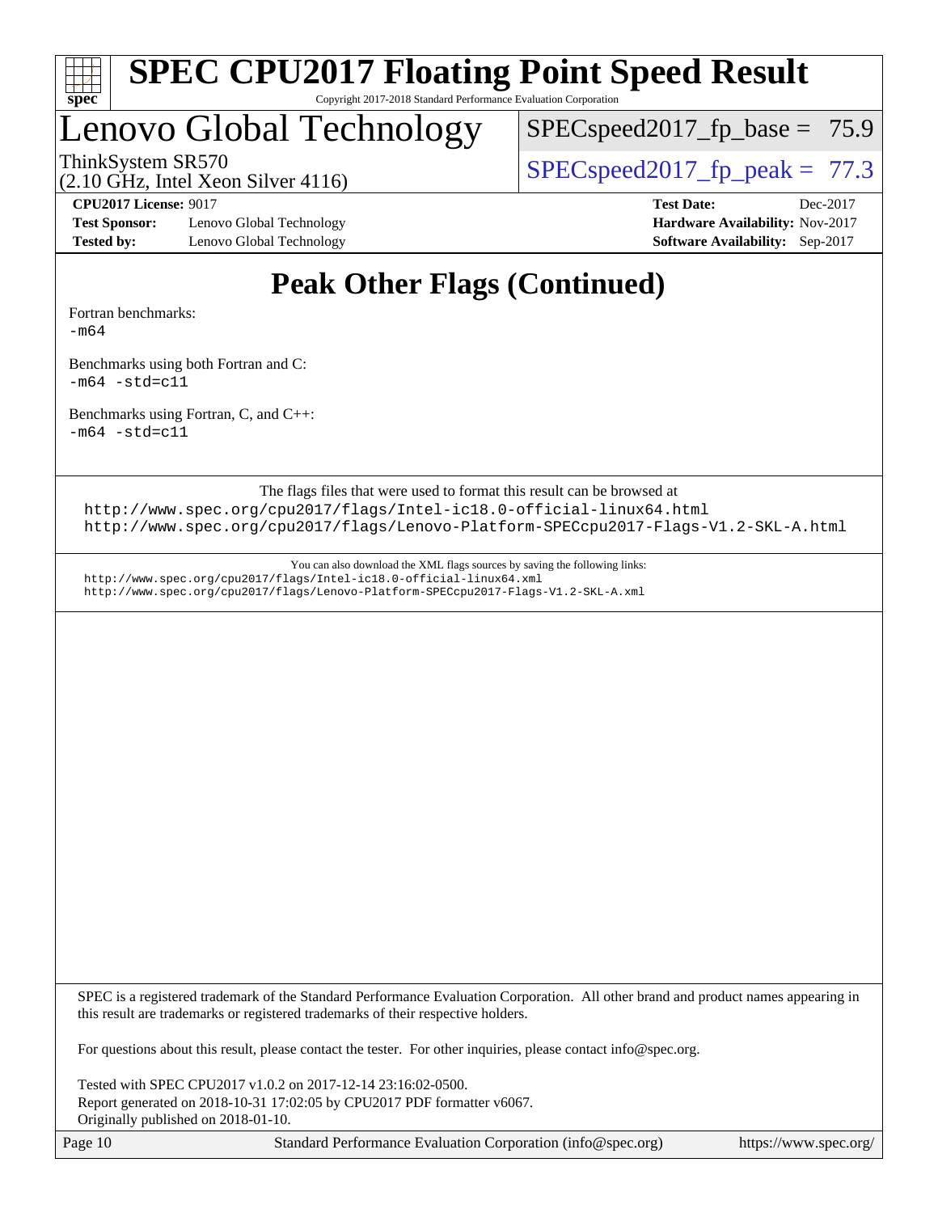# Peak Other Flags (Continued)

Fortran benchmarks:
-m64

Benchmarks using both Fortran and C:
-m64 -std=c11

Benchmarks using Fortran, C, and C++:
-m64 -std=c11

The flags files that were used to format this result can be browsed at
http://www.spec.org/cpu2017/flags/Intel-ic18.0-official-linux64.html
http://www.spec.org/cpu2017/flags/Lenovo-Platform-SPECcpu2017-Flags-V1.2-SKL-A.html

You can also download the XML flags sources by saving the following links:
http://www.spec.org/cpu2017/flags/Intel-ic18.0-official-linux64.xml
http://www.spec.org/cpu2017/flags/Lenovo-Platform-SPECcpu2017-Flags-V1.2-SKL-A.xml

SPEC is a registered trademark of the Standard Performance Evaluation Corporation. All other brand and product names appearing in this result are trademarks or registered trademarks of their respective holders.

For questions about this result, please contact the tester. For other inquiries, please contact info@spec.org.

Tested with SPEC CPU2017 v1.0.2 on 2017-12-14 23:16:02-0500.
Report generated on 2018-10-31 17:02:05 by CPU2017 PDF formatter v6067.
Originally published on 2018-01-10.